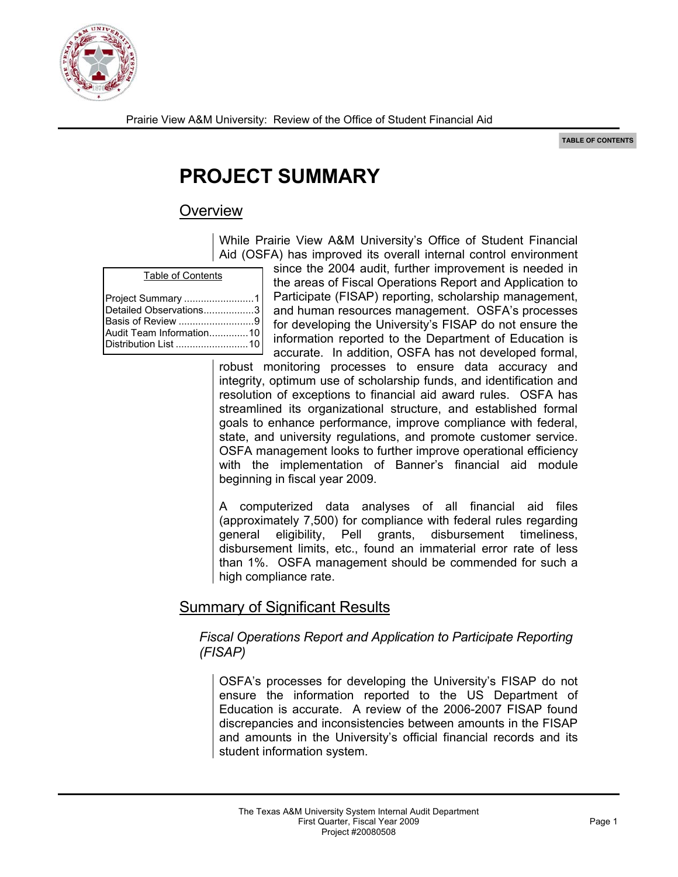# PROJECT SUMMARY

## Overview

While Prairie View A&M University's Office of Student Financial Aid (OSFA) has improved its overall internal control environment since the 2004 audit, further improvement is needed in the areas of Fiscal Operations Report and Application to Participate (FISAP) reporting, scholarship management, and human resources management. OSFA's processes for developing the University's FISAP do not ensure the information reported to the Department of Education is accurate. In addition, OSFA has not developed formal, robust monitoring processes to ensure data accuracy and integrity, optimum use of scholarship funds, and identification and resolution of exceptions to financial aid award rules. OSFA has streamlined its organizational structure, and established formal goals to enhance performance, improve compliance with federal, state, and university regulations, and promote customer service. OSFA management looks to further improve operational efficiency with the implementation of Banner's financial aid module beginning in fiscal year 2009.

| Table of Contents | |
|---|---|
| Project Summary | 1 |
| Detailed Observations | 3 |
| Basis of Review | 9 |
| Audit Team Information | 10 |
| Distribution List | 10 |

A computerized data analyses of all financial aid files (approximately 7,500) for compliance with federal rules regarding general eligibility, Pell grants, disbursement timeliness, disbursement limits, etc., found an immaterial error rate of less than 1%. OSFA management should be commended for such a high compliance rate.

## Summary of Significant Results

### *Fiscal Operations Report and Application to Participate Reporting (FISAP)*

OSFA's processes for developing the University's FISAP do not ensure the information reported to the US Department of Education is accurate. A review of the 2006-2007 FISAP found discrepancies and inconsistencies between amounts in the FISAP and amounts in the University's official financial records and its student information system.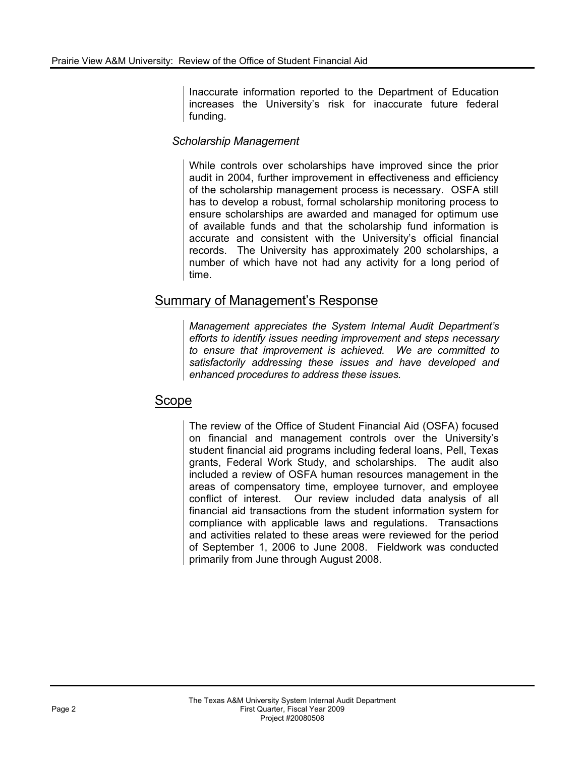Inaccurate information reported to the Department of Education increases the University's risk for inaccurate future federal funding.

### *Scholarship Management*

While controls over scholarships have improved since the prior audit in 2004, further improvement in effectiveness and efficiency of the scholarship management process is necessary. OSFA still has to develop a robust, formal scholarship monitoring process to ensure scholarships are awarded and managed for optimum use of available funds and that the scholarship fund information is accurate and consistent with the University's official financial records. The University has approximately 200 scholarships, a number of which have not had any activity for a long period of time.

## Summary of Management's Response

*Management appreciates the System Internal Audit Department's efforts to identify issues needing improvement and steps necessary to ensure that improvement is achieved. We are committed to satisfactorily addressing these issues and have developed and enhanced procedures to address these issues.*

## Scope

The review of the Office of Student Financial Aid (OSFA) focused on financial and management controls over the University's student financial aid programs including federal loans, Pell, Texas grants, Federal Work Study, and scholarships. The audit also included a review of OSFA human resources management in the areas of compensatory time, employee turnover, and employee conflict of interest. Our review included data analysis of all financial aid transactions from the student information system for compliance with applicable laws and regulations. Transactions and activities related to these areas were reviewed for the period of September 1, 2006 to June 2008. Fieldwork was conducted primarily from June through August 2008.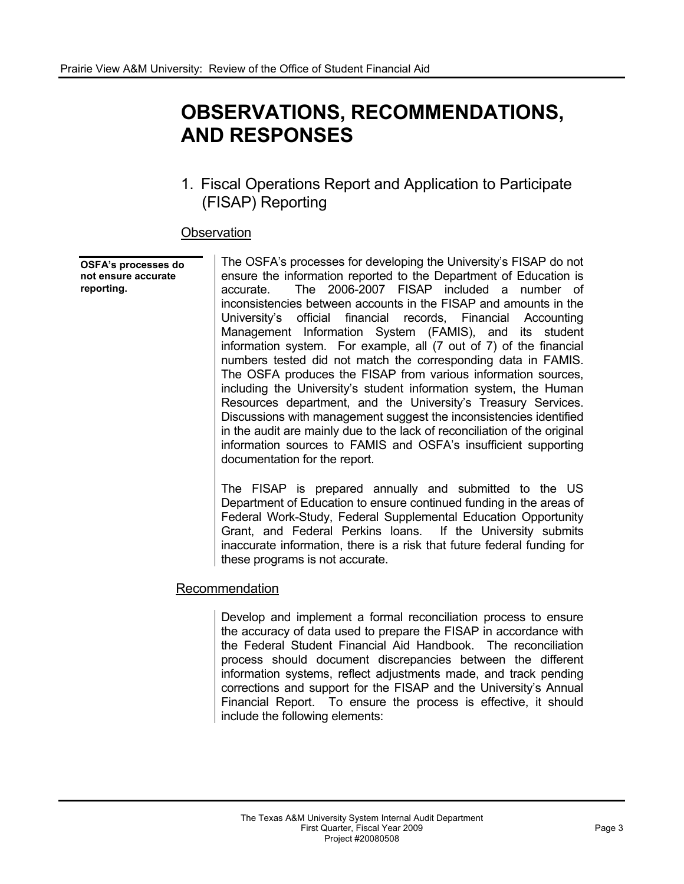# OBSERVATIONS, RECOMMENDATIONS, AND RESPONSES

## 1. Fiscal Operations Report and Application to Participate (FISAP) Reporting

### Observation

**OSFA's processes do not ensure accurate reporting.**

The OSFA's processes for developing the University's FISAP do not ensure the information reported to the Department of Education is accurate. The 2006-2007 FISAP included a number of inconsistencies between accounts in the FISAP and amounts in the University's official financial records, Financial Accounting Management Information System (FAMIS), and its student information system. For example, all (7 out of 7) of the financial numbers tested did not match the corresponding data in FAMIS. The OSFA produces the FISAP from various information sources, including the University's student information system, the Human Resources department, and the University's Treasury Services. Discussions with management suggest the inconsistencies identified in the audit are mainly due to the lack of reconciliation of the original information sources to FAMIS and OSFA's insufficient supporting documentation for the report.

The FISAP is prepared annually and submitted to the US Department of Education to ensure continued funding in the areas of Federal Work-Study, Federal Supplemental Education Opportunity Grant, and Federal Perkins loans. If the University submits inaccurate information, there is a risk that future federal funding for these programs is not accurate.

### Recommendation

Develop and implement a formal reconciliation process to ensure the accuracy of data used to prepare the FISAP in accordance with the Federal Student Financial Aid Handbook. The reconciliation process should document discrepancies between the different information systems, reflect adjustments made, and track pending corrections and support for the FISAP and the University's Annual Financial Report. To ensure the process is effective, it should include the following elements: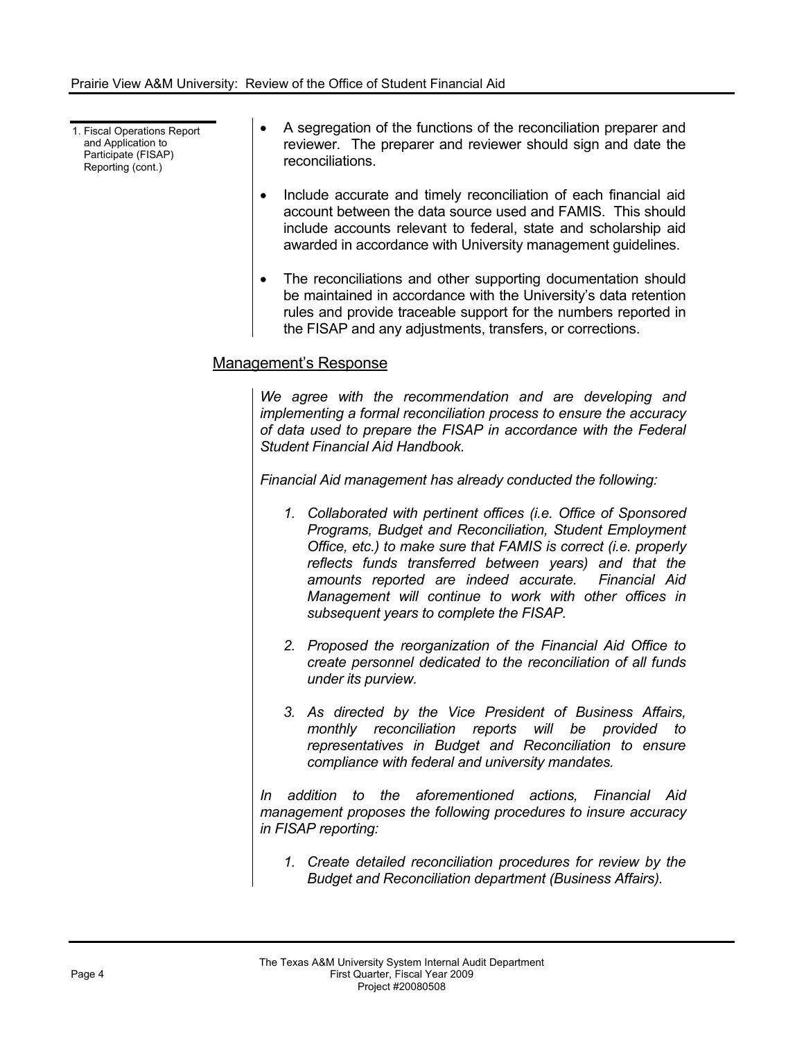1. Fiscal Operations Report and Application to Participate (FISAP) Reporting (cont.)

- A segregation of the functions of the reconciliation preparer and reviewer. The preparer and reviewer should sign and date the reconciliations.
- Include accurate and timely reconciliation of each financial aid account between the data source used and FAMIS. This should include accounts relevant to federal, state and scholarship aid awarded in accordance with University management guidelines.
- The reconciliations and other supporting documentation should be maintained in accordance with the University's data retention rules and provide traceable support for the numbers reported in the FISAP and any adjustments, transfers, or corrections.

## Management's Response

*We agree with the recommendation and are developing and implementing a formal reconciliation process to ensure the accuracy of data used to prepare the FISAP in accordance with the Federal Student Financial Aid Handbook.*

*Financial Aid management has already conducted the following:*

1. *Collaborated with pertinent offices (i.e. Office of Sponsored Programs, Budget and Reconciliation, Student Employment Office, etc.) to make sure that FAMIS is correct (i.e. properly reflects funds transferred between years) and that the amounts reported are indeed accurate. Financial Aid Management will continue to work with other offices in subsequent years to complete the FISAP.*
2. *Proposed the reorganization of the Financial Aid Office to create personnel dedicated to the reconciliation of all funds under its purview.*
3. *As directed by the Vice President of Business Affairs, monthly reconciliation reports will be provided to representatives in Budget and Reconciliation to ensure compliance with federal and university mandates.*

*In addition to the aforementioned actions, Financial Aid management proposes the following procedures to insure accuracy in FISAP reporting:*

1. *Create detailed reconciliation procedures for review by the Budget and Reconciliation department (Business Affairs).*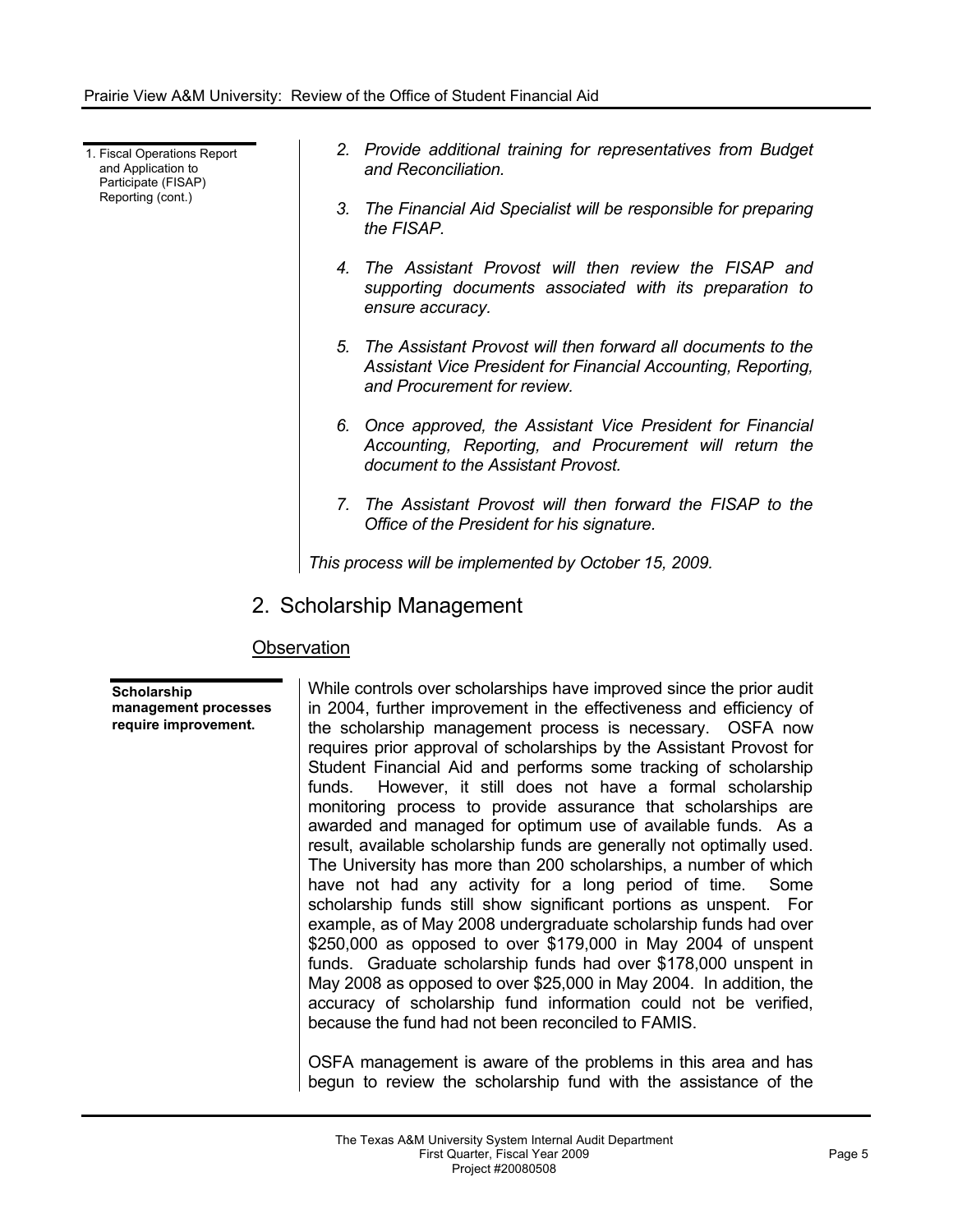1. Fiscal Operations Report and Application to Participate (FISAP) Reporting (cont.)

2. *Provide additional training for representatives from Budget and Reconciliation.*

3. *The Financial Aid Specialist will be responsible for preparing the FISAP.*

4. *The Assistant Provost will then review the FISAP and supporting documents associated with its preparation to ensure accuracy.*

5. *The Assistant Provost will then forward all documents to the Assistant Vice President for Financial Accounting, Reporting, and Procurement for review.*

6. *Once approved, the Assistant Vice President for Financial Accounting, Reporting, and Procurement will return the document to the Assistant Provost.*

7. *The Assistant Provost will then forward the FISAP to the Office of the President for his signature.*

*This process will be implemented by October 15, 2009.*

## 2. Scholarship Management

### Observation

**Scholarship management processes require improvement.**

While controls over scholarships have improved since the prior audit in 2004, further improvement in the effectiveness and efficiency of the scholarship management process is necessary. OSFA now requires prior approval of scholarships by the Assistant Provost for Student Financial Aid and performs some tracking of scholarship funds. However, it still does not have a formal scholarship monitoring process to provide assurance that scholarships are awarded and managed for optimum use of available funds. As a result, available scholarship funds are generally not optimally used. The University has more than 200 scholarships, a number of which have not had any activity for a long period of time. Some scholarship funds still show significant portions as unspent. For example, as of May 2008 undergraduate scholarship funds had over \$250,000 as opposed to over \$179,000 in May 2004 of unspent funds. Graduate scholarship funds had over \$178,000 unspent in May 2008 as opposed to over \$25,000 in May 2004. In addition, the accuracy of scholarship fund information could not be verified, because the fund had not been reconciled to FAMIS.

OSFA management is aware of the problems in this area and has begun to review the scholarship fund with the assistance of the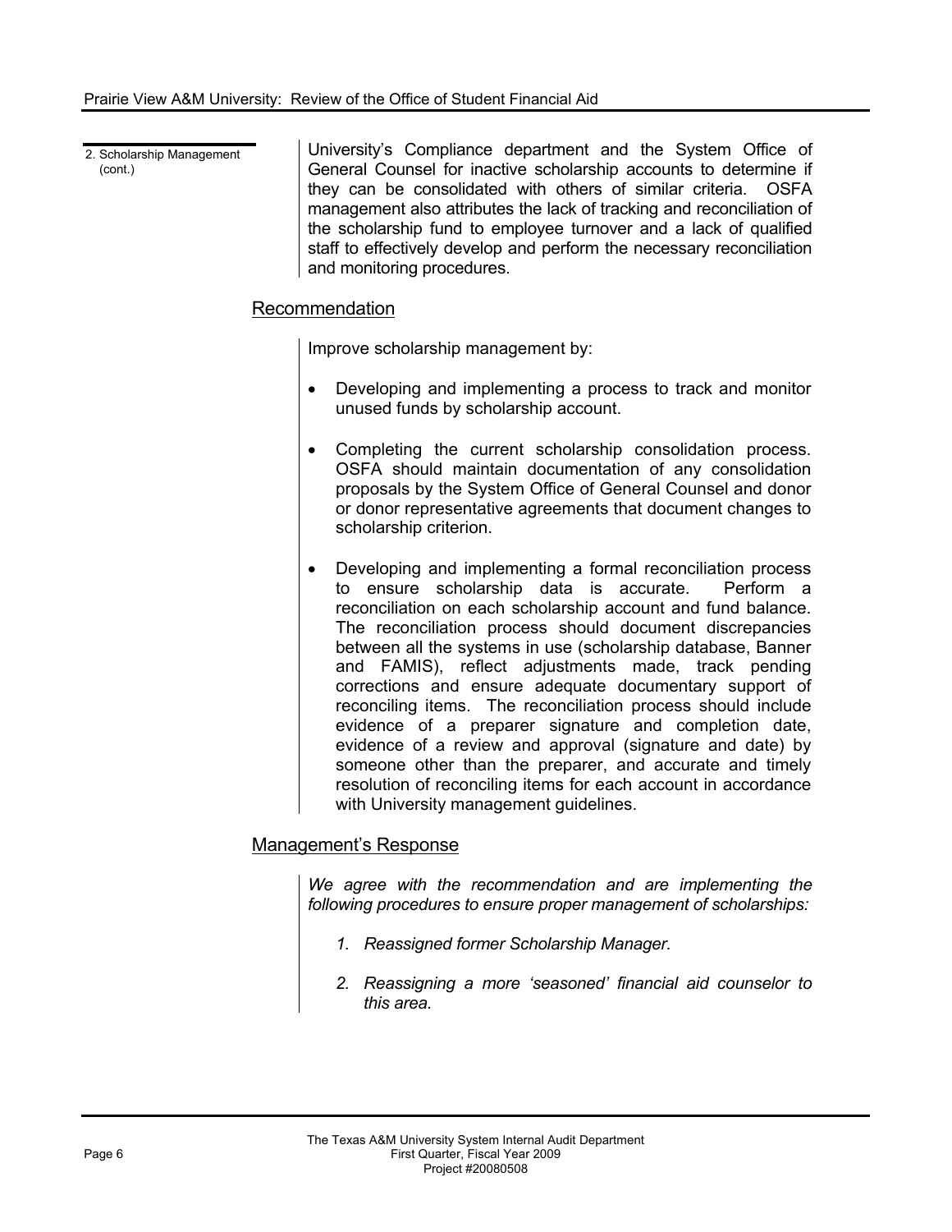2. Scholarship Management (cont.)

University's Compliance department and the System Office of General Counsel for inactive scholarship accounts to determine if they can be consolidated with others of similar criteria. OSFA management also attributes the lack of tracking and reconciliation of the scholarship fund to employee turnover and a lack of qualified staff to effectively develop and perform the necessary reconciliation and monitoring procedures.

## Recommendation

Improve scholarship management by:

- Developing and implementing a process to track and monitor unused funds by scholarship account.
- Completing the current scholarship consolidation process. OSFA should maintain documentation of any consolidation proposals by the System Office of General Counsel and donor or donor representative agreements that document changes to scholarship criterion.
- Developing and implementing a formal reconciliation process to ensure scholarship data is accurate. Perform a reconciliation on each scholarship account and fund balance. The reconciliation process should document discrepancies between all the systems in use (scholarship database, Banner and FAMIS), reflect adjustments made, track pending corrections and ensure adequate documentary support of reconciling items. The reconciliation process should include evidence of a preparer signature and completion date, evidence of a review and approval (signature and date) by someone other than the preparer, and accurate and timely resolution of reconciling items for each account in accordance with University management guidelines.

## Management's Response

*We agree with the recommendation and are implementing the following procedures to ensure proper management of scholarships:*

1. *Reassigned former Scholarship Manager.*
2. *Reassigning a more 'seasoned' financial aid counselor to this area.*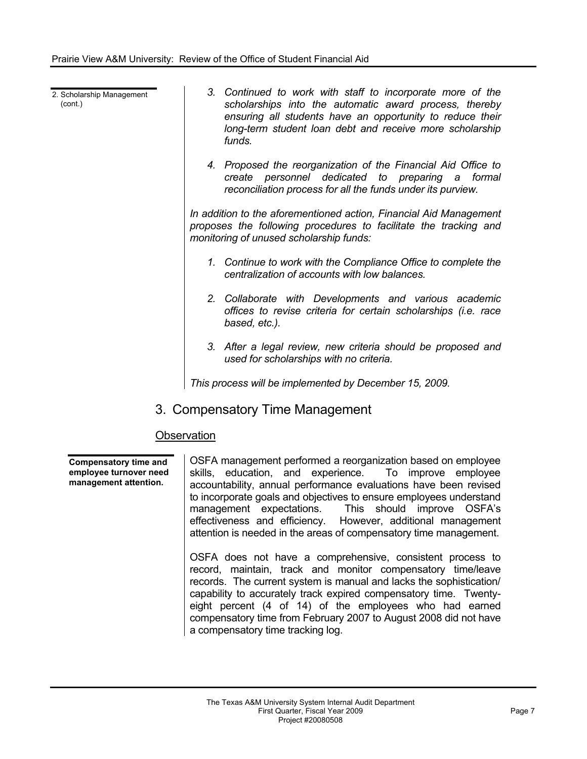2. Scholarship Management (cont.)

3. *Continued to work with staff to incorporate more of the scholarships into the automatic award process, thereby ensuring all students have an opportunity to reduce their long-term student loan debt and receive more scholarship funds.*

4. *Proposed the reorganization of the Financial Aid Office to create personnel dedicated to preparing a formal reconciliation process for all the funds under its purview.*

*In addition to the aforementioned action, Financial Aid Management proposes the following procedures to facilitate the tracking and monitoring of unused scholarship funds:*

1. *Continue to work with the Compliance Office to complete the centralization of accounts with low balances.*

2. *Collaborate with Developments and various academic offices to revise criteria for certain scholarships (i.e. race based, etc.).*

3. *After a legal review, new criteria should be proposed and used for scholarships with no criteria.*

*This process will be implemented by December 15, 2009.*

## 3. Compensatory Time Management

### Observation

**Compensatory time and employee turnover need management attention.**

OSFA management performed a reorganization based on employee skills, education, and experience. To improve employee accountability, annual performance evaluations have been revised to incorporate goals and objectives to ensure employees understand management expectations. This should improve OSFA's effectiveness and efficiency. However, additional management attention is needed in the areas of compensatory time management.

OSFA does not have a comprehensive, consistent process to record, maintain, track and monitor compensatory time/leave records. The current system is manual and lacks the sophistication/ capability to accurately track expired compensatory time. Twenty-eight percent (4 of 14) of the employees who had earned compensatory time from February 2007 to August 2008 did not have a compensatory time tracking log.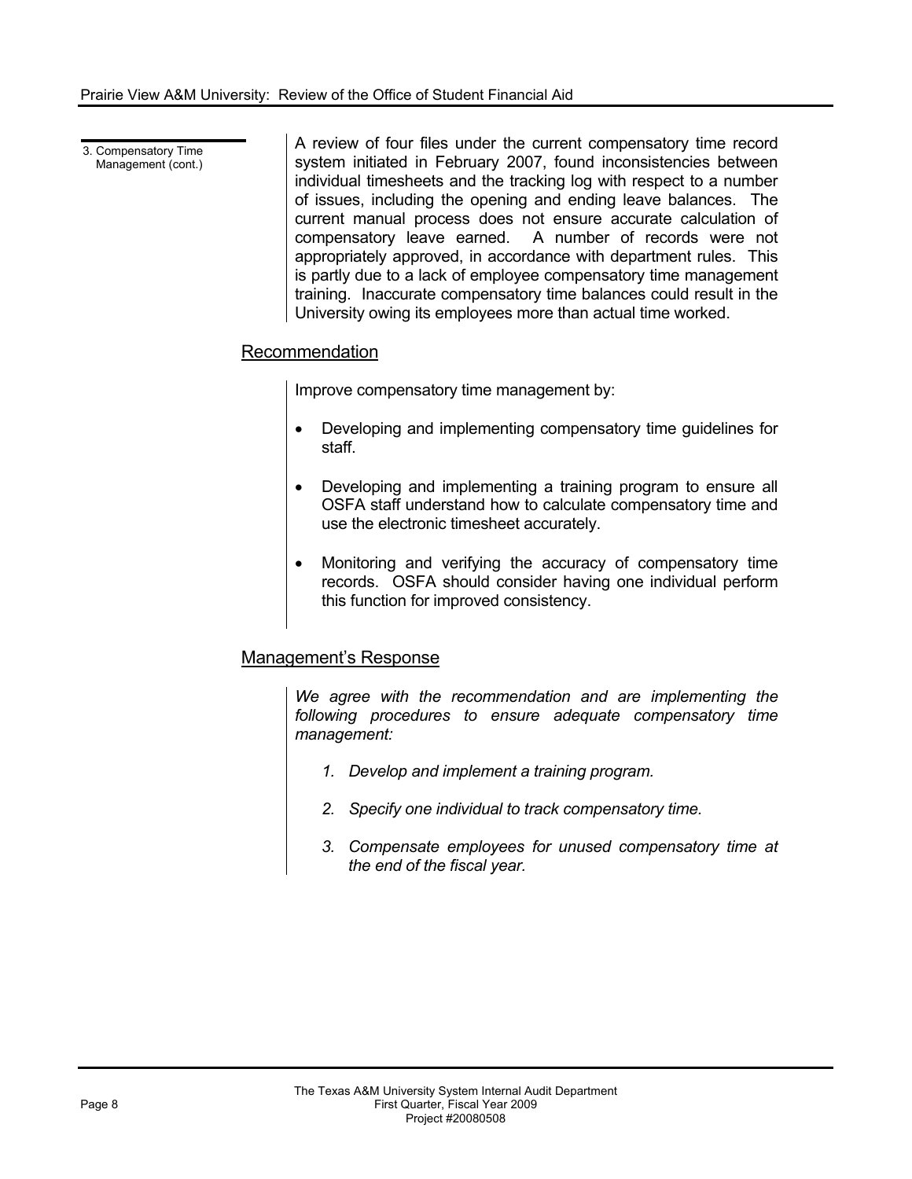3. Compensatory Time Management (cont.)

A review of four files under the current compensatory time record system initiated in February 2007, found inconsistencies between individual timesheets and the tracking log with respect to a number of issues, including the opening and ending leave balances. The current manual process does not ensure accurate calculation of compensatory leave earned. A number of records were not appropriately approved, in accordance with department rules. This is partly due to a lack of employee compensatory time management training. Inaccurate compensatory time balances could result in the University owing its employees more than actual time worked.

## Recommendation

Improve compensatory time management by:

- Developing and implementing compensatory time guidelines for staff.
- Developing and implementing a training program to ensure all OSFA staff understand how to calculate compensatory time and use the electronic timesheet accurately.
- Monitoring and verifying the accuracy of compensatory time records. OSFA should consider having one individual perform this function for improved consistency.

## Management's Response

*We agree with the recommendation and are implementing the following procedures to ensure adequate compensatory time management:*

1. *Develop and implement a training program.*
2. *Specify one individual to track compensatory time.*
3. *Compensate employees for unused compensatory time at the end of the fiscal year.*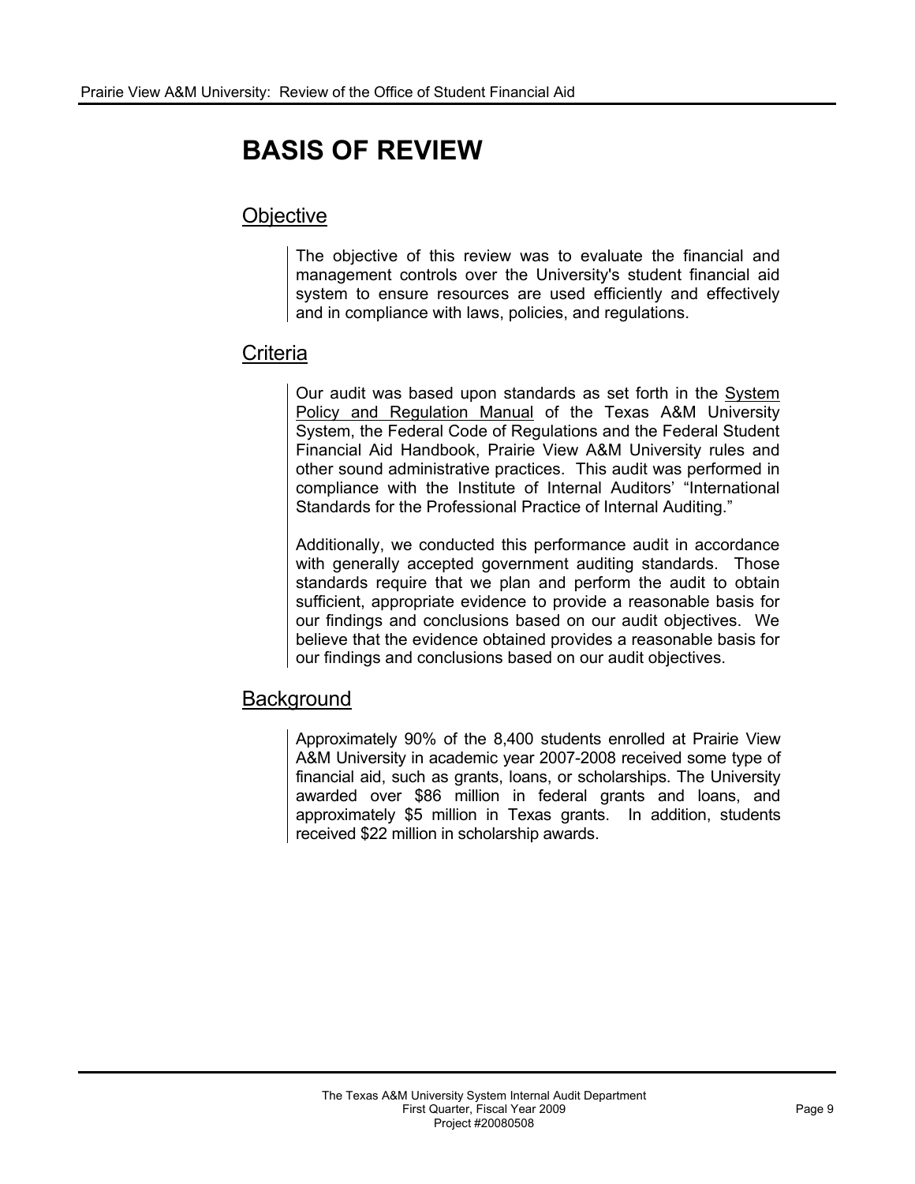# BASIS OF REVIEW

## Objective

The objective of this review was to evaluate the financial and management controls over the University's student financial aid system to ensure resources are used efficiently and effectively and in compliance with laws, policies, and regulations.

## Criteria

Our audit was based upon standards as set forth in the System Policy and Regulation Manual of the Texas A&M University System, the Federal Code of Regulations and the Federal Student Financial Aid Handbook, Prairie View A&M University rules and other sound administrative practices. This audit was performed in compliance with the Institute of Internal Auditors' "International Standards for the Professional Practice of Internal Auditing."

Additionally, we conducted this performance audit in accordance with generally accepted government auditing standards. Those standards require that we plan and perform the audit to obtain sufficient, appropriate evidence to provide a reasonable basis for our findings and conclusions based on our audit objectives. We believe that the evidence obtained provides a reasonable basis for our findings and conclusions based on our audit objectives.

## Background

Approximately 90% of the 8,400 students enrolled at Prairie View A&M University in academic year 2007-2008 received some type of financial aid, such as grants, loans, or scholarships. The University awarded over $86 million in federal grants and loans, and approximately $5 million in Texas grants. In addition, students received $22 million in scholarship awards.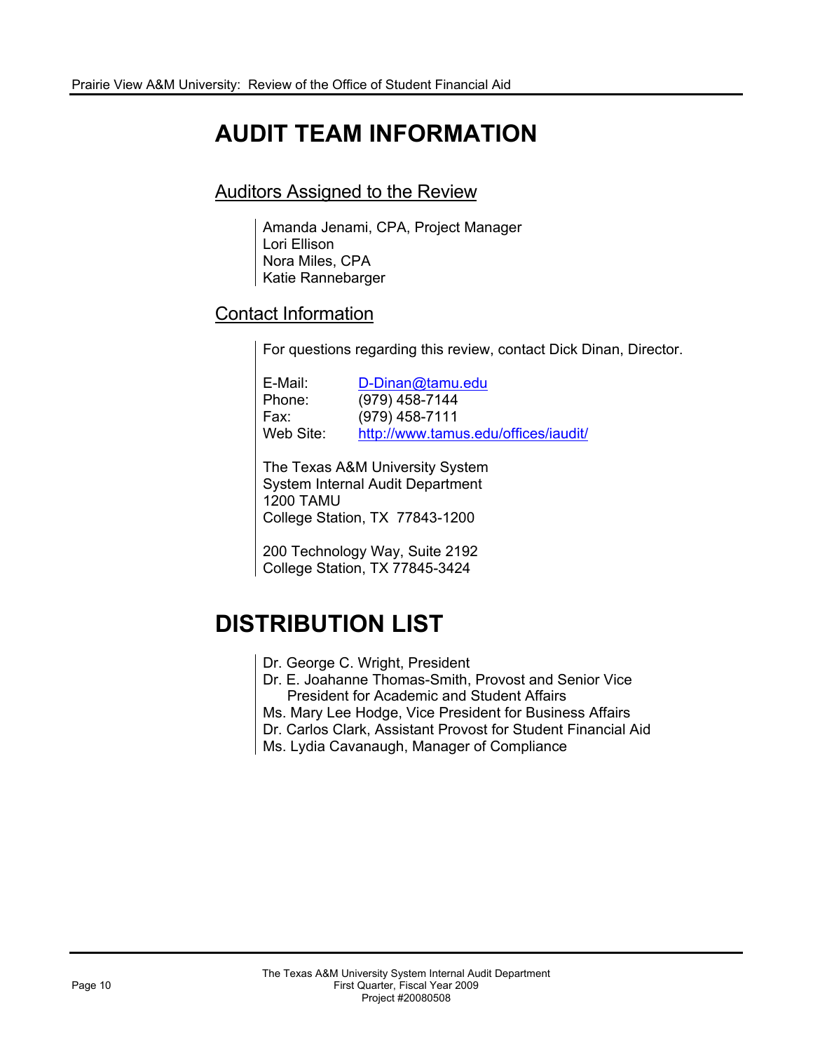# AUDIT TEAM INFORMATION

## Auditors Assigned to the Review

Amanda Jenami, CPA, Project Manager
Lori Ellison
Nora Miles, CPA
Katie Rannebarger

## Contact Information

For questions regarding this review, contact Dick Dinan, Director.

E-Mail: D-Dinan@tamu.edu
Phone: (979) 458-7144
Fax: (979) 458-7111
Web Site: http://www.tamus.edu/offices/iaudit/

The Texas A&M University System
System Internal Audit Department
1200 TAMU
College Station, TX 77843-1200

200 Technology Way, Suite 2192
College Station, TX 77845-3424

# DISTRIBUTION LIST

Dr. George C. Wright, President
Dr. E. Joahanne Thomas-Smith, Provost and Senior Vice President for Academic and Student Affairs
Ms. Mary Lee Hodge, Vice President for Business Affairs
Dr. Carlos Clark, Assistant Provost for Student Financial Aid
Ms. Lydia Cavanaugh, Manager of Compliance